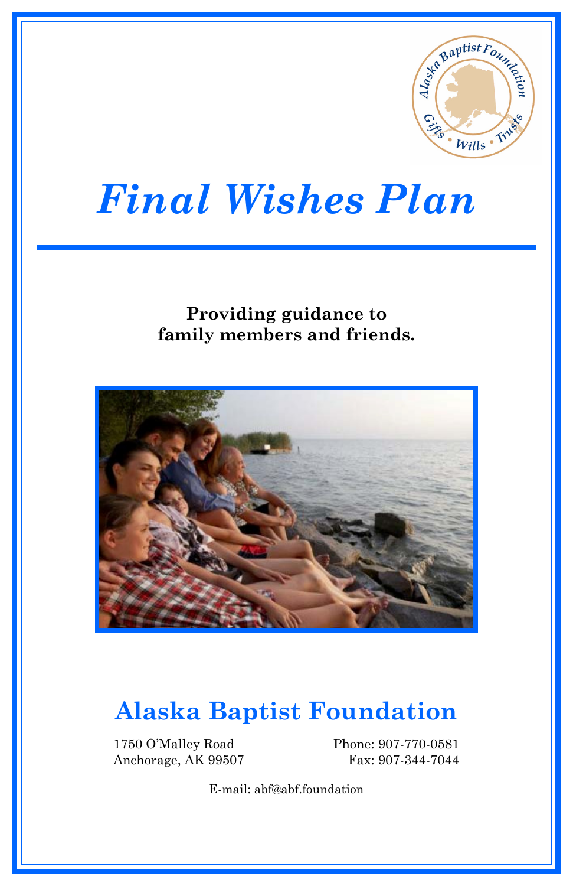# *Final Wishes Plan*

**Providing guidance to family members and friends.**

## Alaska Baptist Foundation

1750 O'Malley Road
Anchorage, AK 99507

Phone: 907-770-0581
Fax: 907-344-7044

E-mail: abf@abf.foundation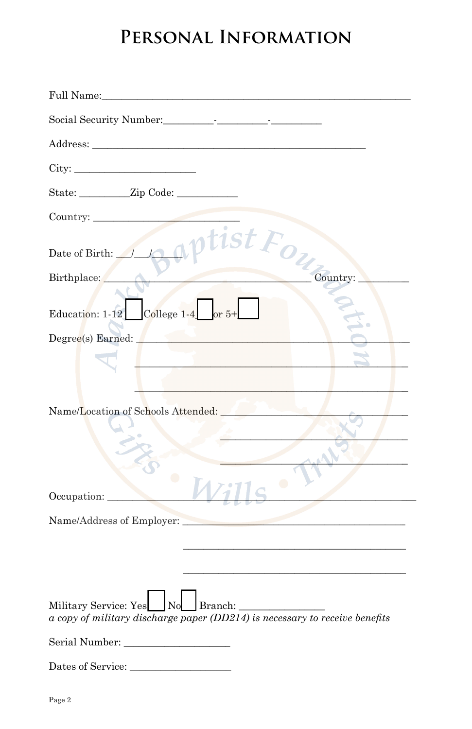# Personal Information

Full Name:_______________________________________________________

Social Security Number:_________-_________-_________

Address: ________________________________________________

City: ______________________

State: _________Zip Code: ___________

Country: ___________________________

Date of Birth: ___/___/_____

Birthplace: _____________________________________ Country: _________

Education: 1-12 ☐ College 1-4 ☐ or 5+ ☐

Degree(s) Earned: ________________________________________________

________________________________________________

________________________________________________

Name/Location of Schools Attended: ________________________________

________________________________

________________________________

Occupation: ________________________________________________

Name/Address of Employer: ______________________________________

______________________________________

______________________________________

Military Service: Yes ☐ No ☐ Branch: _______________

*a copy of military discharge paper (DD214) is necessary to receive benefits*

Serial Number: ___________________

Dates of Service: ___________________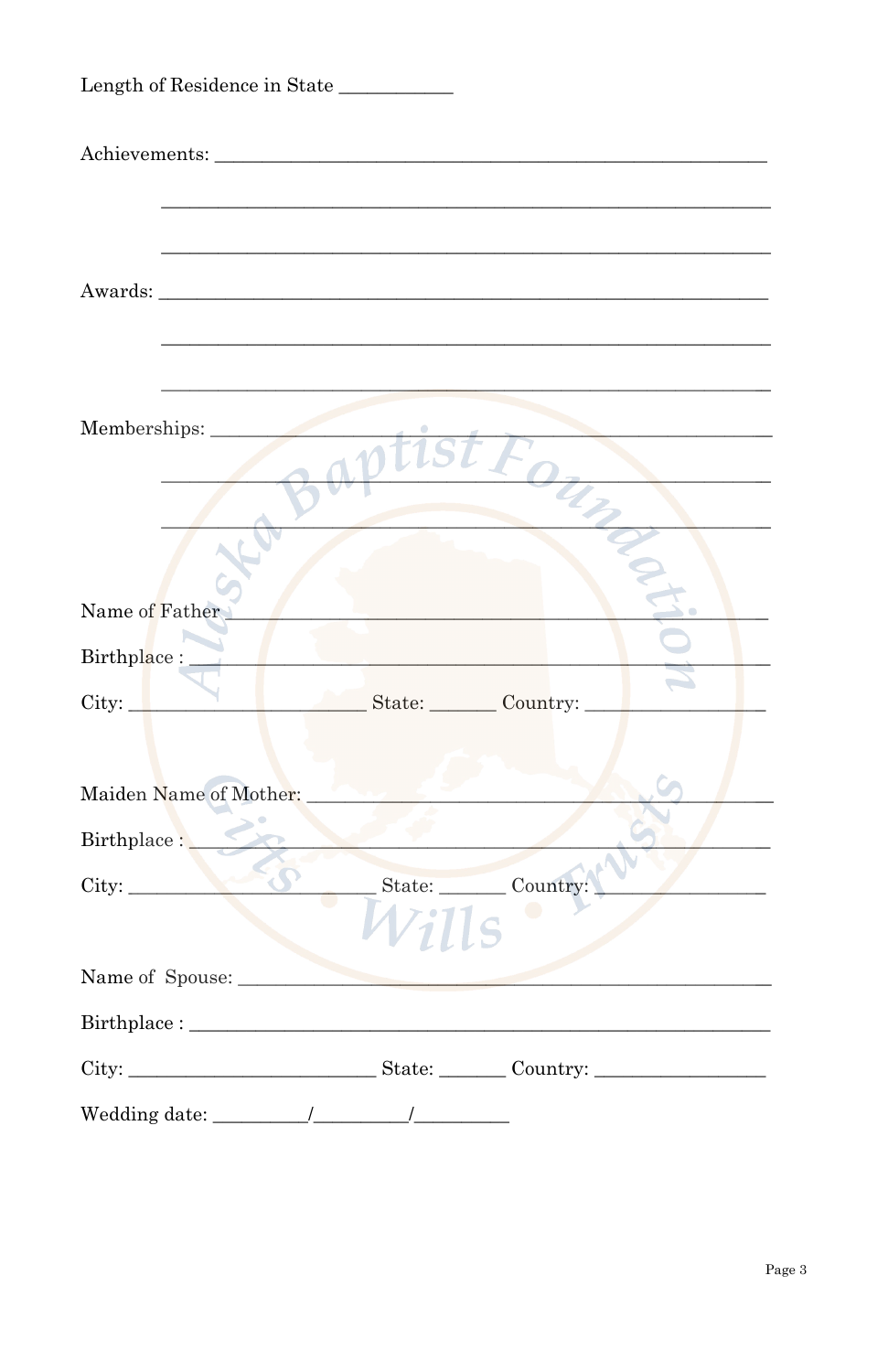Length of Residence in State ___________

Achievements: ______________________________________________________

______________________________________________________

______________________________________________________

Awards: ______________________________________________________

______________________________________________________

______________________________________________________

Memberships: ______________________________________________________

______________________________________________________

______________________________________________________

Name of Father ______________________________________________________

Birthplace : ______________________________________________________

City: ________________________ State: _______ Country: __________________

Maiden Name of Mother: ______________________________________________

Birthplace : ______________________________________________________

City: ________________________ State: _______ Country: __________________

Name of Spouse: ______________________________________________________

Birthplace : ______________________________________________________

City: ________________________ State: _______ Country: __________________

Wedding date: _________/_________/_________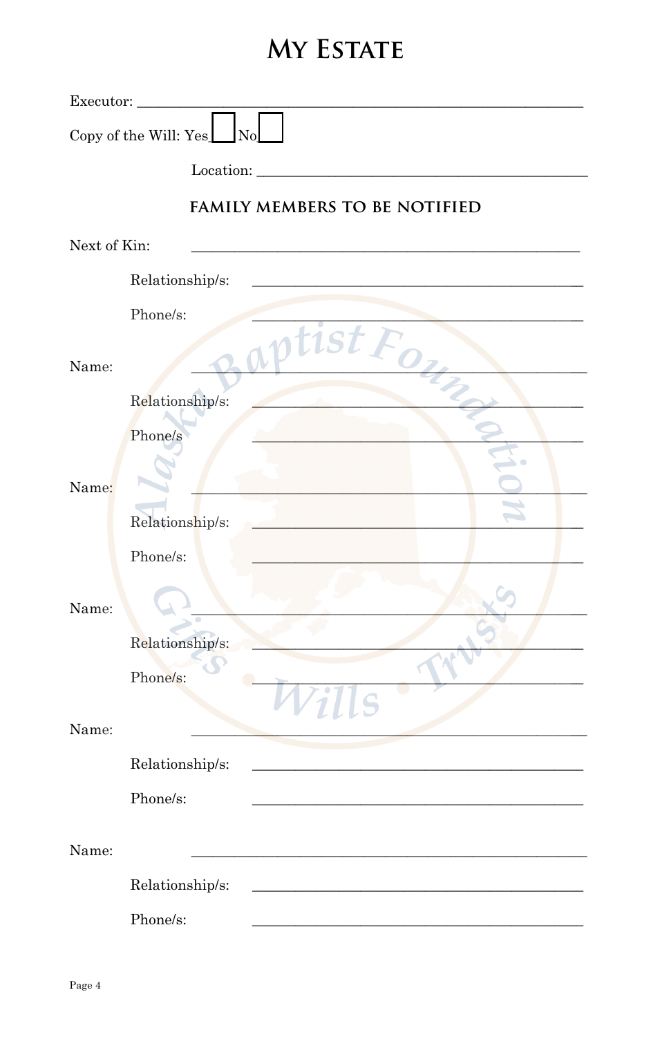# My Estate

Executor: ______________________________________________

Copy of the Will: Yes ☐ No ☐

Location: ______________________________________________

### FAMILY MEMBERS TO BE NOTIFIED

Next of Kin: ______________________________________________

Relationship/s: ______________________________________________

Phone/s: ______________________________________________

Name: ______________________________________________

Relationship/s: ______________________________________________

Phone/s ______________________________________________

Name: ______________________________________________

Relationship/s: ______________________________________________

Phone/s: ______________________________________________

Name: ______________________________________________

Relationship/s: ______________________________________________

Phone/s: ______________________________________________

Name: ______________________________________________

Relationship/s: ______________________________________________

Phone/s: ______________________________________________

Name: ______________________________________________

Relationship/s: ______________________________________________

Phone/s: ______________________________________________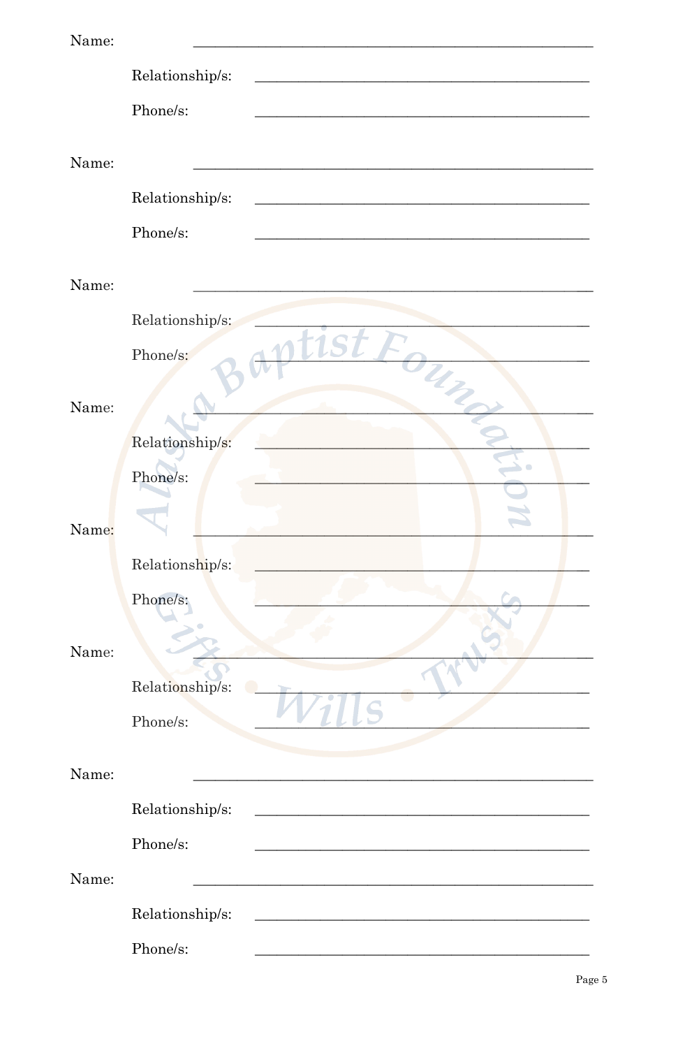Name: ______________________________________________

Relationship/s: ______________________________________________

Phone/s: ______________________________________________

Name: ______________________________________________

Relationship/s: ______________________________________________

Phone/s: ______________________________________________

Name: ______________________________________________

Relationship/s: ______________________________________________

Phone/s: ______________________________________________

Name: ______________________________________________

Relationship/s: ______________________________________________

Phone/s: ______________________________________________

Name: ______________________________________________

Relationship/s: ______________________________________________

Phone/s: ______________________________________________

Name: ______________________________________________

Relationship/s: ______________________________________________

Phone/s: ______________________________________________

Name: ______________________________________________

Relationship/s: ______________________________________________

Phone/s: ______________________________________________

Name: ______________________________________________

Relationship/s: ______________________________________________

Phone/s: ______________________________________________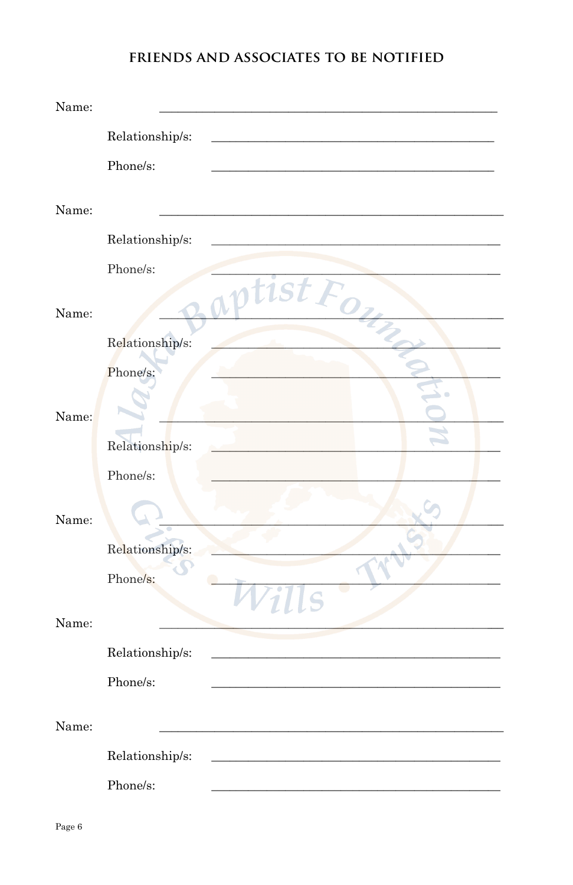## FRIENDS AND ASSOCIATES TO BE NOTIFIED

Name: ____________________________________________________

Relationship/s: ____________________________________________

Phone/s: __________________________________________________

Name: ____________________________________________________

Relationship/s: ____________________________________________

Phone/s: __________________________________________________

Name: ____________________________________________________

Relationship/s: ____________________________________________

Phone/s: __________________________________________________

Name: ____________________________________________________

Relationship/s: ____________________________________________

Phone/s: __________________________________________________

Name: ____________________________________________________

Relationship/s: ____________________________________________

Phone/s: __________________________________________________

Name: ____________________________________________________

Relationship/s: ____________________________________________

Phone/s: __________________________________________________

Name: ____________________________________________________

Relationship/s: ____________________________________________

Phone/s: __________________________________________________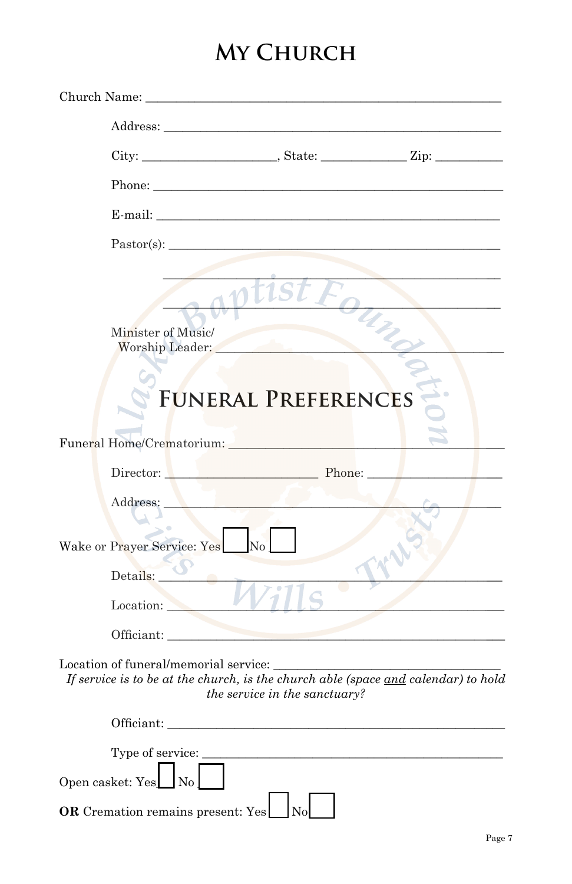# My Church

Church Name: ____________________________________________________________

Address: ____________________________________________________________

City: ______________________, State: ______________ Zip: ___________

Phone: ____________________________________________________________

E-mail: ____________________________________________________________

Pastor(s): ____________________________________________________________

____________________________________________________________

____________________________________________________________

Minister of Music/
Worship Leader: ____________________________________________________________

# Funeral Preferences

Funeral Home/Crematorium: ____________________________________________________________

Director: ________________________ Phone: ______________________

Address: ____________________________________________________________

Wake or Prayer Service: Yes ☐ No ☐

Details: ____________________________________________________________

Location: ____________________________________________________________

Officiant: ____________________________________________________________

Location of funeral/memorial service: ______________________________________

*If service is to be at the church, is the church able (space and calendar) to hold the service in the sanctuary?*

Officiant: ____________________________________________________________

Type of service: ____________________________________________________________

Open casket: Yes ☐ No ☐

**OR** Cremation remains present: Yes ☐ No ☐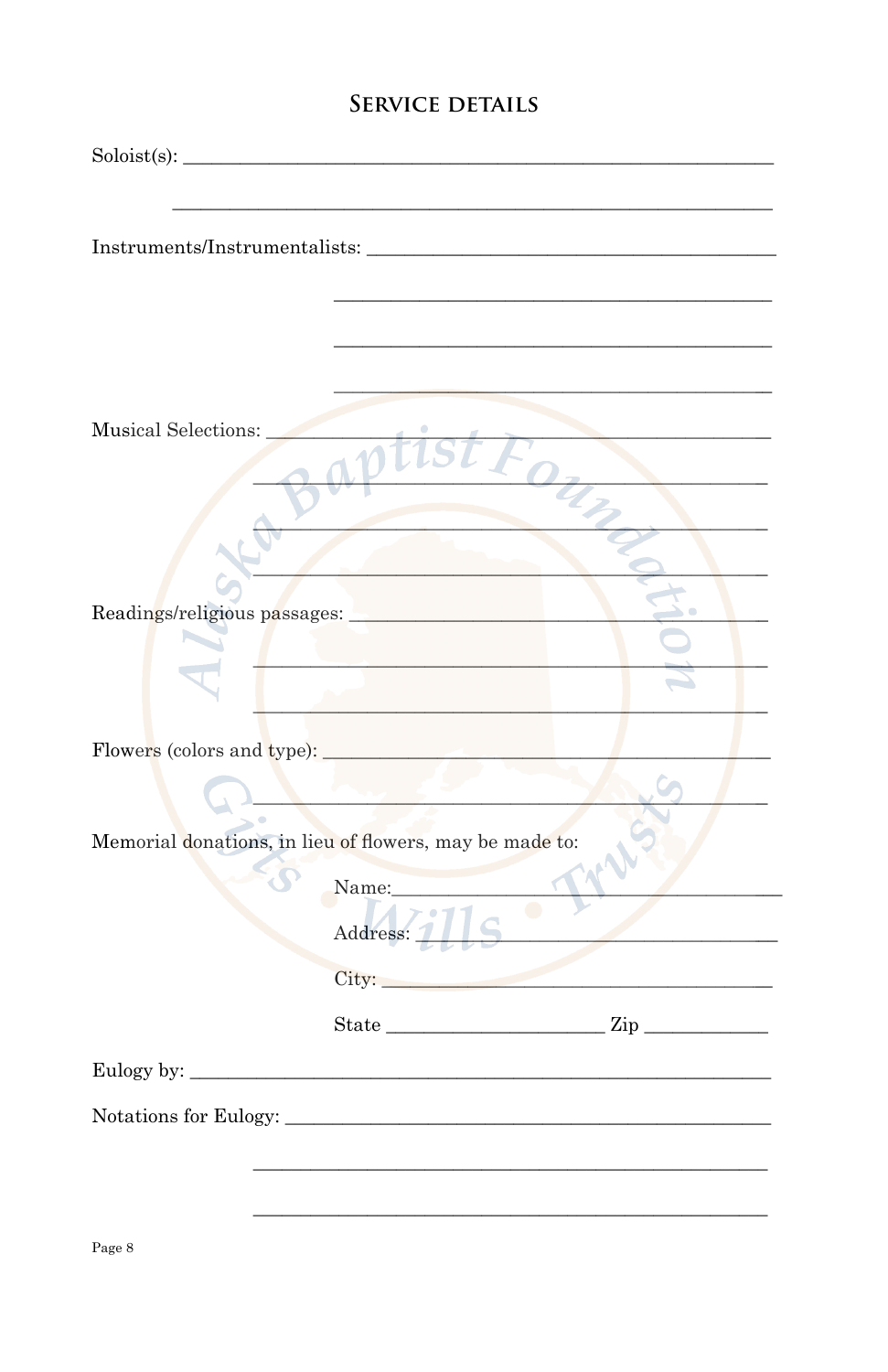## Service Details

Soloist(s): ____________________________________________________________

____________________________________________________________

Instruments/Instrumentalists: __________________________________________

__________________________________________

__________________________________________

__________________________________________

Musical Selections: ____________________________________________________

____________________________________________________

____________________________________________________

____________________________________________________

Readings/religious passages: ___________________________________________

____________________________________________________

____________________________________________________

Flowers (colors and type): _____________________________________________

____________________________________________________

Memorial donations, in lieu of flowers, may be made to:

Name: ______________________________________

Address: ____________________________________

City: _______________________________________

State _____________________ Zip ____________

Eulogy by: ____________________________________________________________

Notations for Eulogy: __________________________________________________

____________________________________________________

____________________________________________________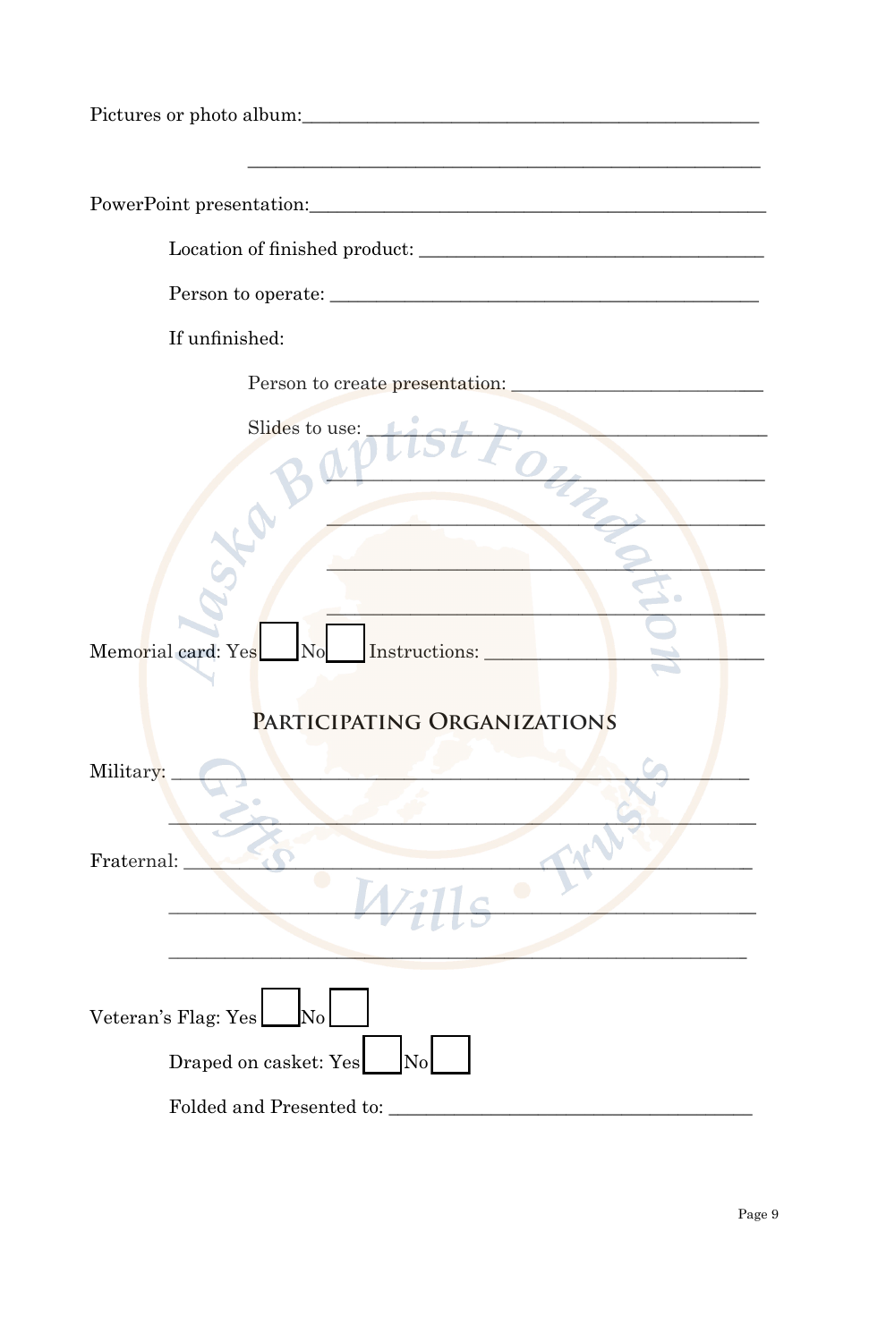Pictures or photo album:_______________________________________________

_____________________________________________________

PowerPoint presentation:_______________________________________________

Location of finished product: ___________________________________

Person to operate: ____________________________________________

If unfinished:

Person to create presentation: __________________________

Slides to use: _________________________________________

_____________________________________________

_____________________________________________

_____________________________________________

_____________________________________________

Memorial card: Yes ☐ No ☐ Instructions: __________________________

## Participating Organizations

Military: ____________________________________________________________

_____________________________________________________________

Fraternal: ___________________________________________________________

_____________________________________________________________

_____________________________________________________________

Veteran's Flag: Yes ☐ No ☐

Draped on casket: Yes ☐ No ☐

Folded and Presented to: _____________________________________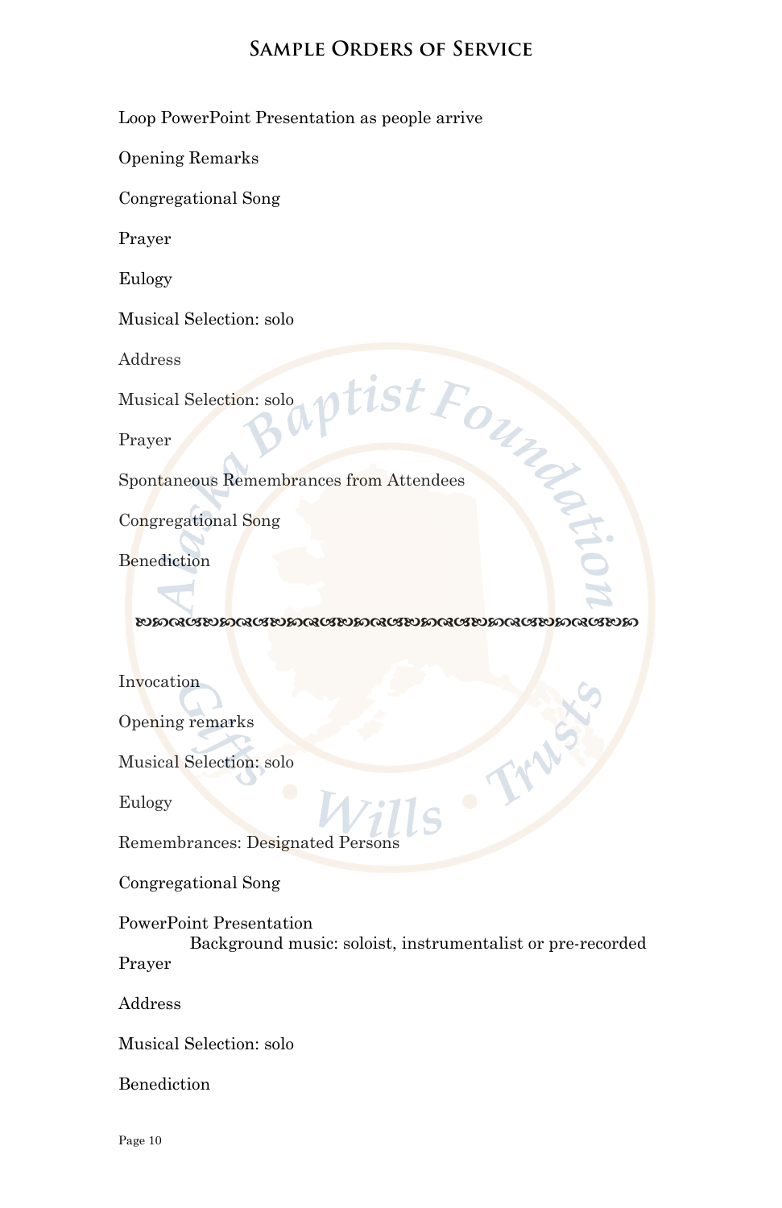## Sample Orders of Service

Loop PowerPoint Presentation as people arrive

Opening Remarks

Congregational Song

Prayer

Eulogy

Musical Selection: solo

Address

Musical Selection: solo

Prayer

Spontaneous Remembrances from Attendees

Congregational Song

Benediction

---

Invocation

Opening remarks

Musical Selection: solo

Eulogy

Remembrances: Designated Persons

Congregational Song

PowerPoint Presentation

  Background music: soloist, instrumentalist or pre-recorded

Prayer

Address

Musical Selection: solo

Benediction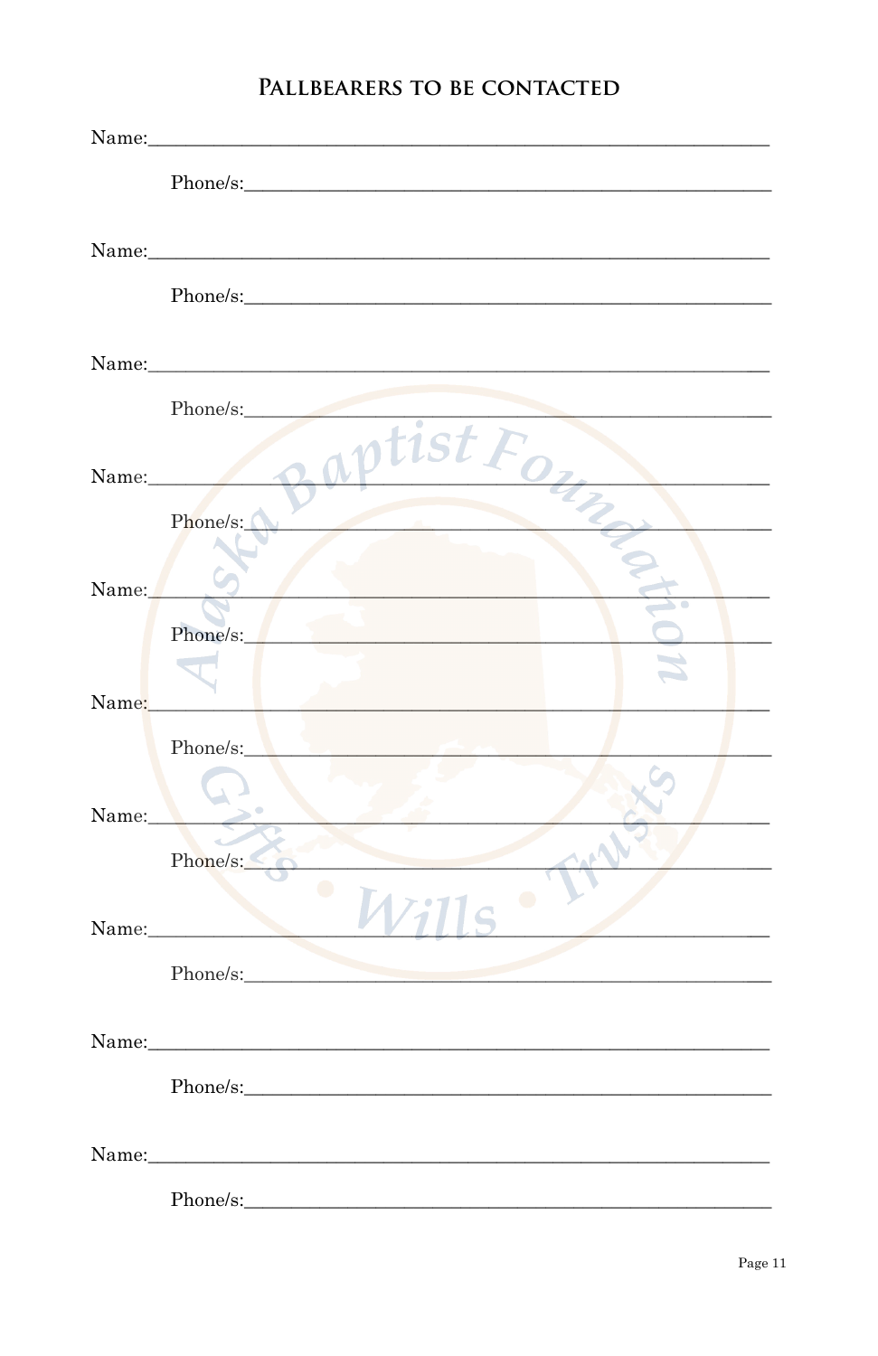## Pallbearers to be contacted

Name:______________________________________________________

Phone/s:_______________________________________________

Name:______________________________________________________

Phone/s:_______________________________________________

Name:______________________________________________________

Phone/s:_______________________________________________

Name:______________________________________________________

Phone/s:_______________________________________________

Name:______________________________________________________

Phone/s:_______________________________________________

Name:______________________________________________________

Phone/s:_______________________________________________

Name:______________________________________________________

Phone/s:_______________________________________________

Name:______________________________________________________

Phone/s:_______________________________________________

Name:______________________________________________________

Phone/s:_______________________________________________

Name:______________________________________________________

Phone/s:_______________________________________________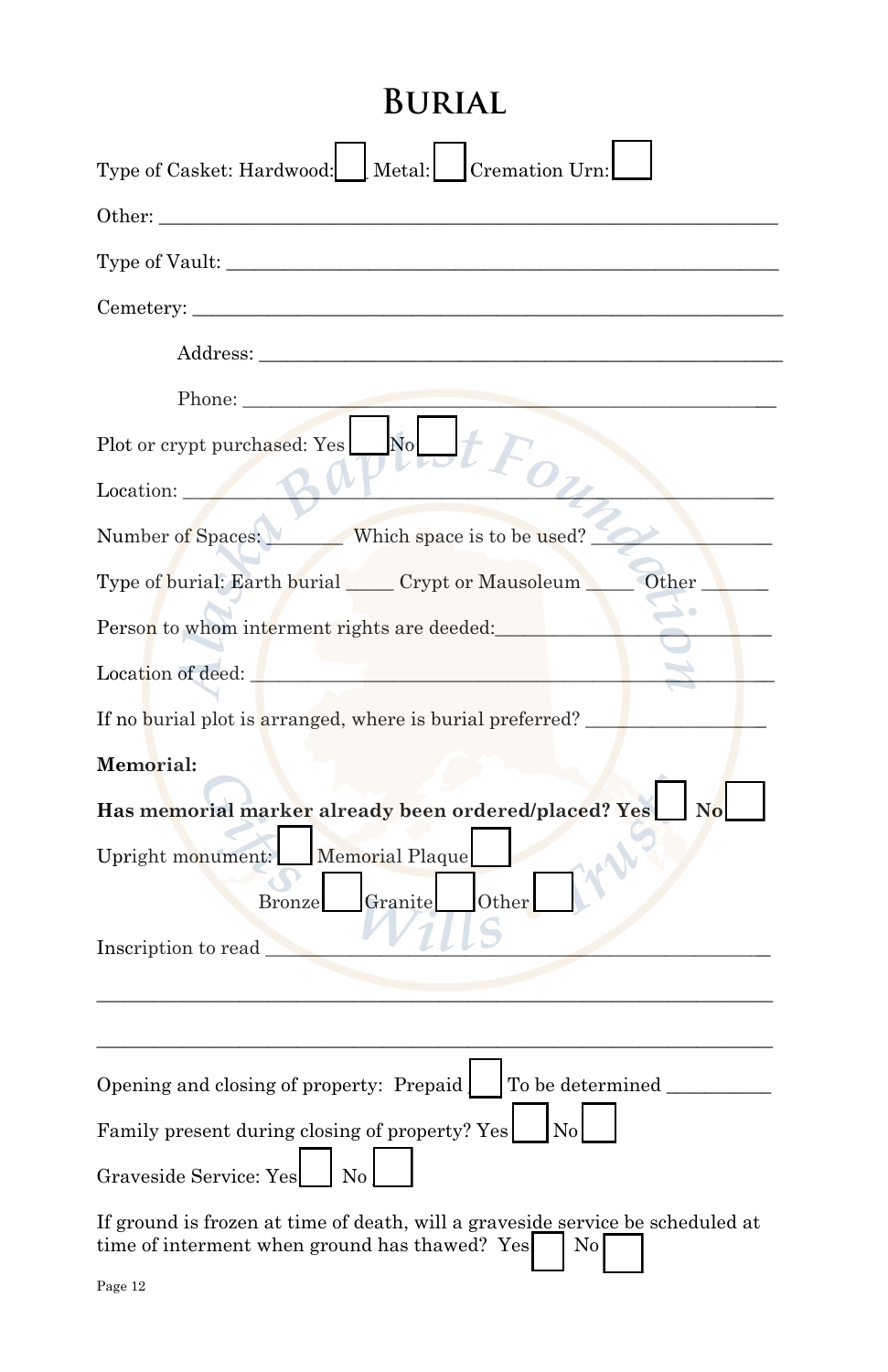# Burial

Type of Casket: Hardwood: ☐ Metal: ☐ Cremation Urn: ☐

Other: ___________________________________________________________

Type of Vault: ______________________________________________________

Cemetery: _________________________________________________________

Address: _______________________________________________________

Phone: _________________________________________________________

Plot or crypt purchased: Yes ☐ No ☐

Location: __________________________________________________________

Number of Spaces: ________ Which space is to be used? __________________

Type of burial: Earth burial _____ Crypt or Mausoleum _____ Other _______

Person to whom interment rights are deeded:_____________________________

Location of deed: ____________________________________________________

If no burial plot is arranged, where is burial preferred? ___________________

**Memorial:**

**Has memorial marker already been ordered/placed? Yes** ☐ **No** ☐

Upright monument: ☐ Memorial Plaque ☐

Bronze ☐ Granite ☐ Other ☐

Inscription to read ____________________________________________________

___________________________________________________________________

___________________________________________________________________

Opening and closing of property: Prepaid ☐ To be determined ___________

Family present during closing of property? Yes ☐ No ☐

Graveside Service: Yes ☐ No ☐

If ground is frozen at time of death, will a graveside service be scheduled at time of interment when ground has thawed? Yes ☐ No ☐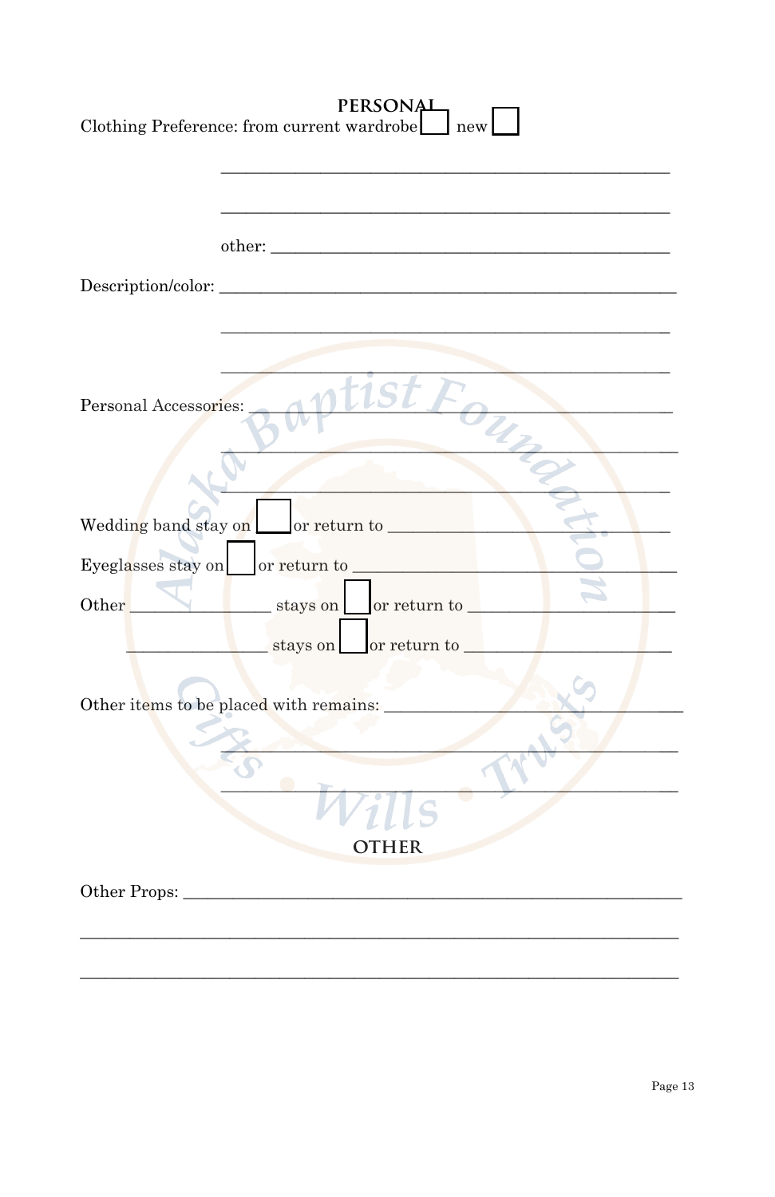## PERSONAL

Clothing Preference: from current wardrobe ☐ new ☐

______________________________________________

______________________________________________

other: ________________________________________

Description/color: ______________________________________________

______________________________________________

______________________________________________

Personal Accessories: ______________________________________________

______________________________________________

______________________________________________

Wedding band stay on ☐ or return to ______________________________

Eyeglasses stay on ☐ or return to ______________________________

Other ______________ stays on ☐ or return to ____________________

______________ stays on ☐ or return to ____________________

Other items to be placed with remains: ______________________________

______________________________________________

______________________________________________

## OTHER

Other Props: ______________________________________________

______________________________________________

______________________________________________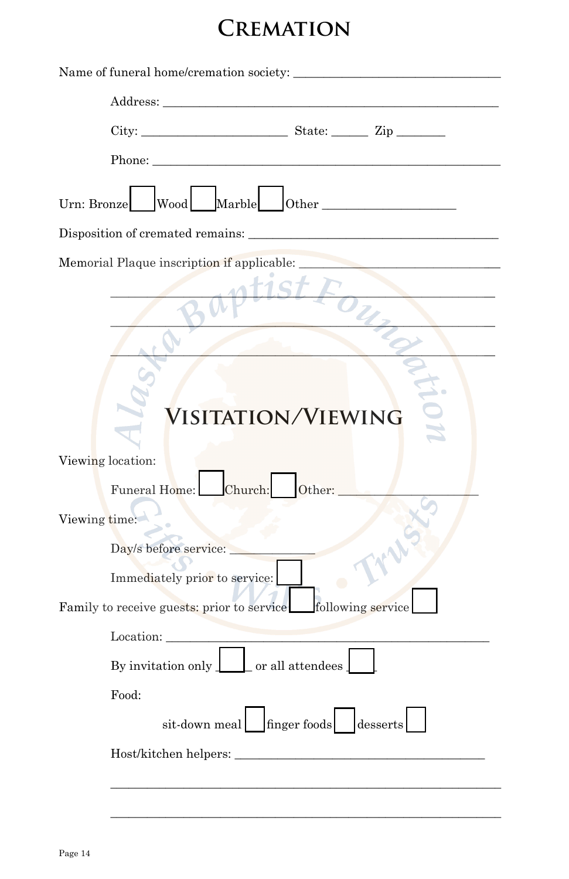# Cremation

Name of funeral home/cremation society: ________________________________

Address: ____________________________________________________

City: ______________________ State: ______ Zip ________

Phone: ______________________________________________________

Urn: Bronze ☐ Wood ☐ Marble ☐ Other ____________________

Disposition of cremated remains: ______________________________________

Memorial Plaque inscription if applicable: ______________________________

____________________________________________________________

____________________________________________________________

____________________________________________________________

# Visitation/Viewing

Viewing location:

Funeral Home: ☐ Church: ☐ Other: ______________________

Viewing time:

Day/s before service: _____________

Immediately prior to service: ☐

Family to receive guests: prior to service ☐ following service ☐

Location: _________________________________________________

By invitation only ☐ or all attendees ☐

Food:

sit-down meal ☐ finger foods ☐ desserts ☐

Host/kitchen helpers: ______________________________________

____________________________________________________________

____________________________________________________________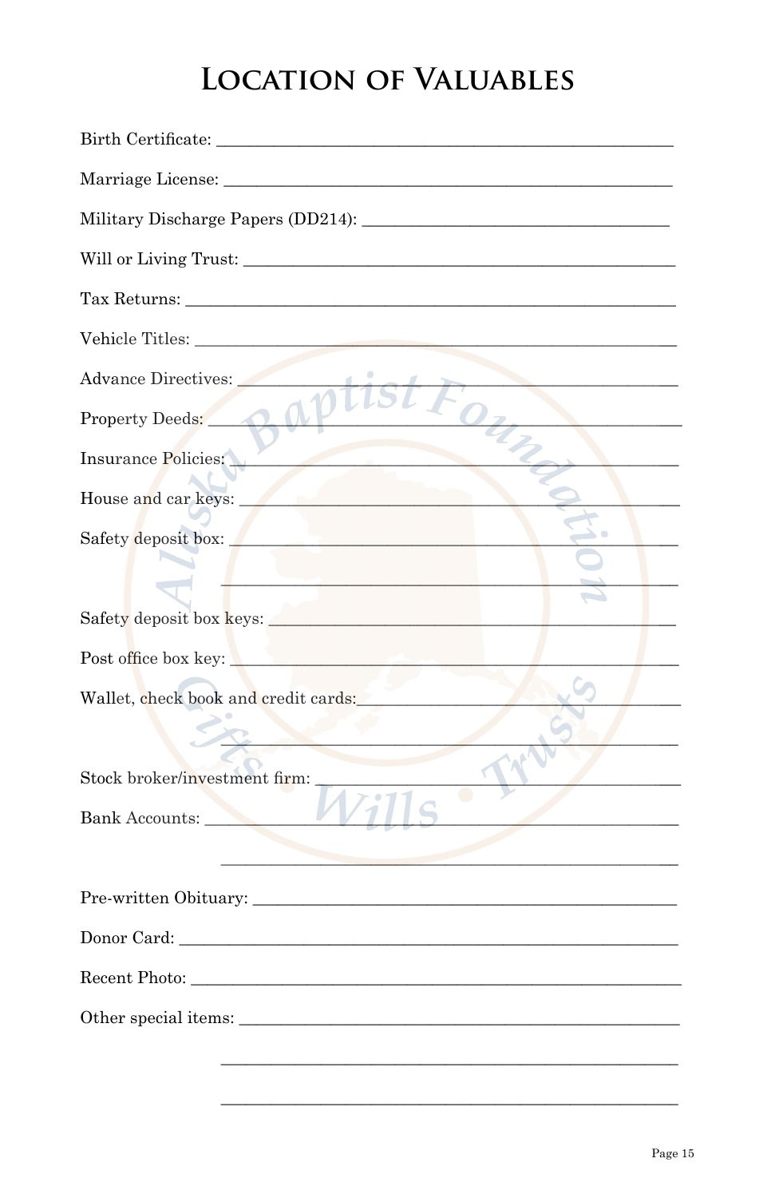# Location of Valuables

Birth Certificate: ____________________________________________________

Marriage License: ____________________________________________________

Military Discharge Papers (DD214): __________________________________

Will or Living Trust: _________________________________________________

Tax Returns: _________________________________________________________

Vehicle Titles: _______________________________________________________

Advance Directives: ___________________________________________________

Property Deeds: ______________________________________________________

Insurance Policies: ____________________________________________________

House and car keys: ___________________________________________________

Safety deposit box: ____________________________________________________

____________________________________________________

Safety deposit box keys: ________________________________________________

Post office box key: ____________________________________________________

Wallet, check book and credit cards: _____________________________________

____________________________________________________

Stock broker/investment firm: ___________________________________________

Bank Accounts: _______________________________________________________

____________________________________________________

Pre-written Obituary: __________________________________________________

Donor Card: __________________________________________________________

Recent Photo: _________________________________________________________

Other special items: ____________________________________________________

____________________________________________________

____________________________________________________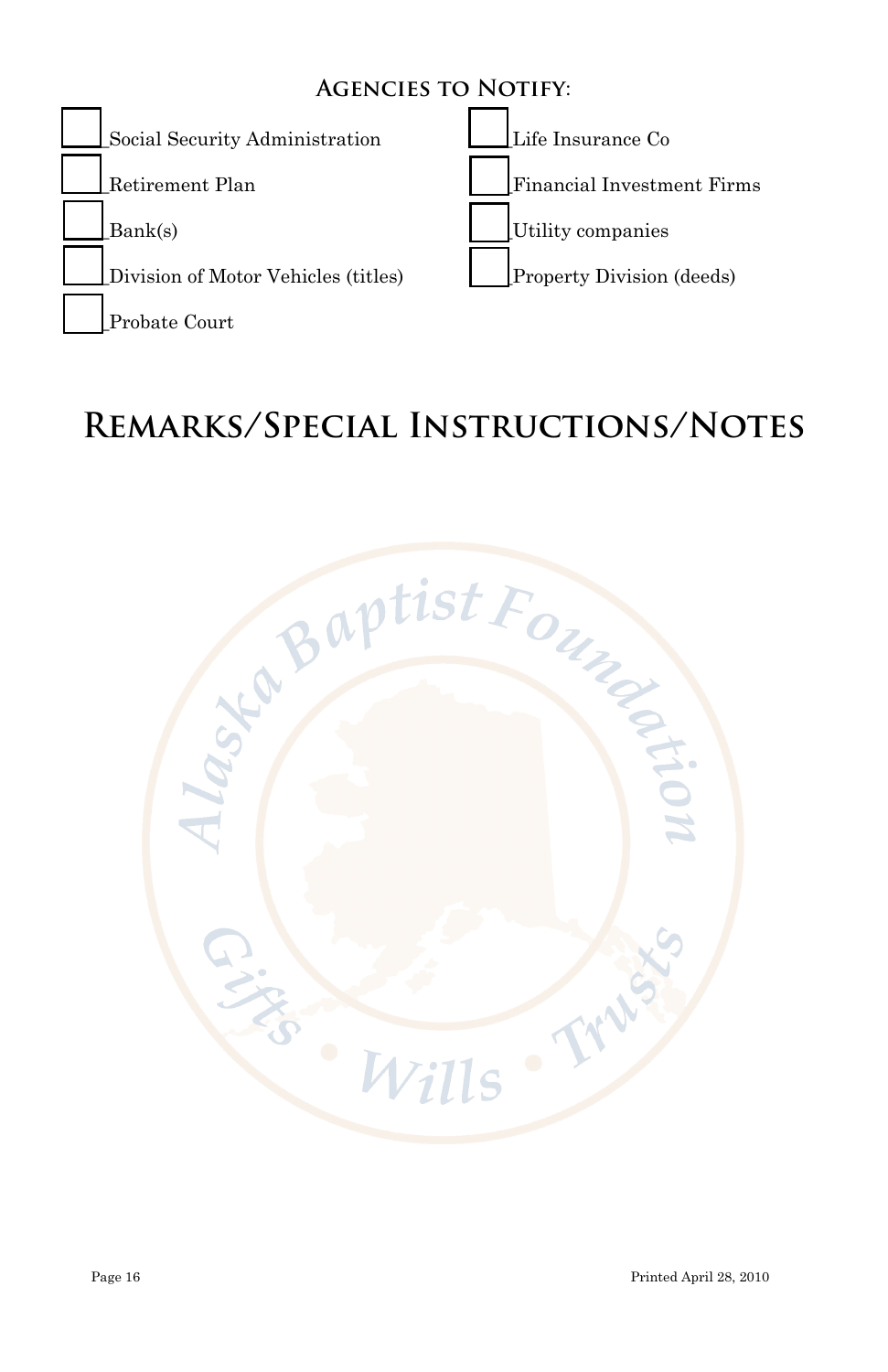### Agencies to Notify:

- [ ] Social Security Administration
- [ ] Retirement Plan
- [ ] Bank(s)
- [ ] Division of Motor Vehicles (titles)
- [ ] Probate Court
- [ ] Life Insurance Co
- [ ] Financial Investment Firms
- [ ] Utility companies
- [ ] Property Division (deeds)

# Remarks/Special Instructions/Notes